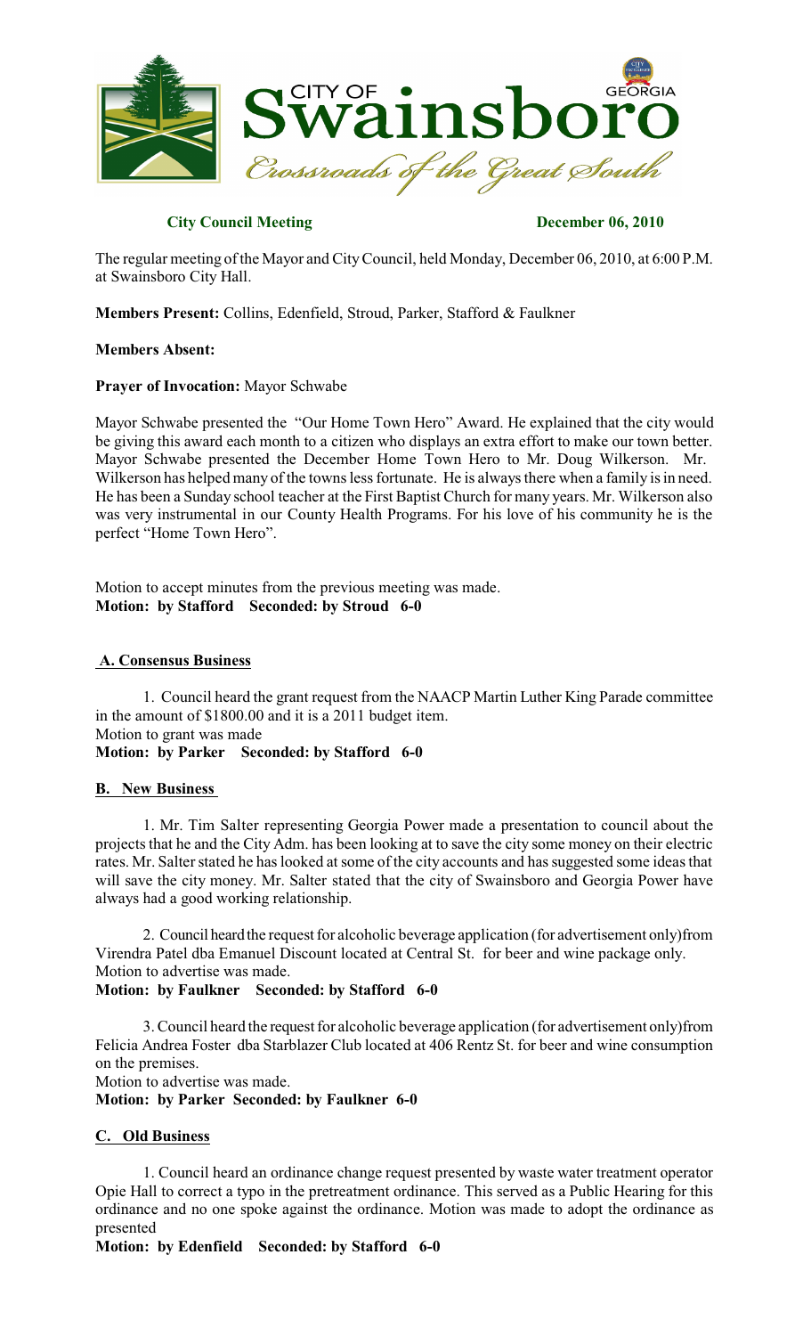CITY OF **Swainsboro** GEORGIA

*Crossroads of the Great South*

**City Council Meeting** **December 06, 2010**

The regular meeting of the Mayor and City Council, held Monday, December 06, 2010, at 6:00 P.M. at Swainsboro City Hall.

**Members Present:** Collins, Edenfield, Stroud, Parker, Stafford & Faulkner

**Members Absent:**

**Prayer of Invocation:** Mayor Schwabe

Mayor Schwabe presented the "Our Home Town Hero" Award. He explained that the city would be giving this award each month to a citizen who displays an extra effort to make our town better. Mayor Schwabe presented the December Home Town Hero to Mr. Doug Wilkerson. Mr. Wilkerson has helped many of the towns less fortunate. He is always there when a family is in need. He has been a Sunday school teacher at the First Baptist Church for many years. Mr. Wilkerson also was very instrumental in our County Health Programs. For his love of his community he is the perfect "Home Town Hero".

Motion to accept minutes from the previous meeting was made.
**Motion: by Stafford Seconded: by Stroud 6-0**

## A. Consensus Business

1. Council heard the grant request from the NAACP Martin Luther King Parade committee in the amount of $1800.00 and it is a 2011 budget item.
Motion to grant was made
**Motion: by Parker Seconded: by Stafford 6-0**

## B. New Business

1. Mr. Tim Salter representing Georgia Power made a presentation to council about the projects that he and the City Adm. has been looking at to save the city some money on their electric rates. Mr. Salter stated he has looked at some of the city accounts and has suggested some ideas that will save the city money. Mr. Salter stated that the city of Swainsboro and Georgia Power have always had a good working relationship.

2. Council heard the request for alcoholic beverage application (for advertisement only)from Virendra Patel dba Emanuel Discount located at Central St. for beer and wine package only.
Motion to advertise was made.
**Motion: by Faulkner Seconded: by Stafford 6-0**

3. Council heard the request for alcoholic beverage application (for advertisement only)from Felicia Andrea Foster dba Starblazer Club located at 406 Rentz St. for beer and wine consumption on the premises.
Motion to advertise was made.
**Motion: by Parker Seconded: by Faulkner 6-0**

## C. Old Business

1. Council heard an ordinance change request presented by waste water treatment operator Opie Hall to correct a typo in the pretreatment ordinance. This served as a Public Hearing for this ordinance and no one spoke against the ordinance. Motion was made to adopt the ordinance as presented
**Motion: by Edenfield Seconded: by Stafford 6-0**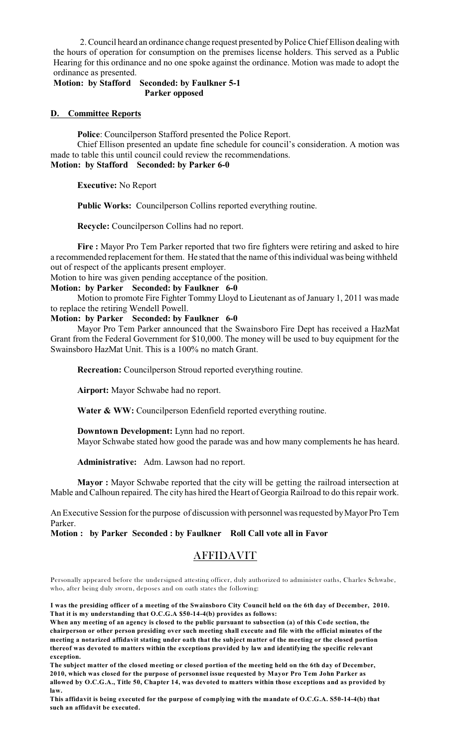2. Council heard an ordinance change request presented by Police Chief Ellison dealing with the hours of operation for consumption on the premises license holders. This served as a Public Hearing for this ordinance and no one spoke against the ordinance. Motion was made to adopt the ordinance as presented.

**Motion: by Stafford Seconded: by Faulkner 5-1**
**Parker opposed**

## D. Committee Reports

**Police**: Councilperson Stafford presented the Police Report.

Chief Ellison presented an update fine schedule for council's consideration. A motion was made to table this until council could review the recommendations.

**Motion: by Stafford Seconded: by Parker 6-0**

**Executive:** No Report

**Public Works:** Councilperson Collins reported everything routine.

**Recycle:** Councilperson Collins had no report.

**Fire :** Mayor Pro Tem Parker reported that two fire fighters were retiring and asked to hire a recommended replacement for them. He stated that the name of this individual was being withheld out of respect of the applicants present employer.

Motion to hire was given pending acceptance of the position.

**Motion: by Parker Seconded: by Faulkner 6-0**

Motion to promote Fire Fighter Tommy Lloyd to Lieutenant as of January 1, 2011 was made to replace the retiring Wendell Powell.

**Motion: by Parker Seconded: by Faulkner 6-0**

Mayor Pro Tem Parker announced that the Swainsboro Fire Dept has received a HazMat Grant from the Federal Government for $10,000. The money will be used to buy equipment for the Swainsboro HazMat Unit. This is a 100% no match Grant.

**Recreation:** Councilperson Stroud reported everything routine.

**Airport:** Mayor Schwabe had no report.

**Water & WW:** Councilperson Edenfield reported everything routine.

**Downtown Development:** Lynn had no report.

Mayor Schwabe stated how good the parade was and how many complements he has heard.

**Administrative:** Adm. Lawson had no report.

**Mayor :** Mayor Schwabe reported that the city will be getting the railroad intersection at Mable and Calhoun repaired. The city has hired the Heart of Georgia Railroad to do this repair work.

An Executive Session for the purpose of discussion with personnel was requested by Mayor Pro Tem Parker.

**Motion : by Parker Seconded : by Faulkner Roll Call vote all in Favor**

## AFFIDAVIT

Personally appeared before the undersigned attesting officer, duly authorized to administer oaths, Charles Schwabe, who, after being duly sworn, deposes and on oath states the following:

**I was the presiding officer of a meeting of the Swainsboro City Council held on the 6th day of December, 2010. That it is my understanding that O.C.G.A $50-14-4(b) provides as follows:**

**When any meeting of an agency is closed to the public pursuant to subsection (a) of this Code section, the chairperson or other person presiding over such meeting shall execute and file with the official minutes of the meeting a notarized affidavit stating under oath that the subject matter of the meeting or the closed portion thereof was devoted to matters within the exceptions provided by law and identifying the specific relevant exception.**

**The subject matter of the closed meeting or closed portion of the meeting held on the 6th day of December, 2010, which was closed for the purpose of personnel issue requested by Mayor Pro Tem John Parker as allowed by O.C.G.A., Title 50, Chapter 14, was devoted to matters within those exceptions and as provided by law.**

**This affidavit is being executed for the purpose of complying with the mandate of O.C.G.A. S50-14-4(b) that such an affidavit be executed.**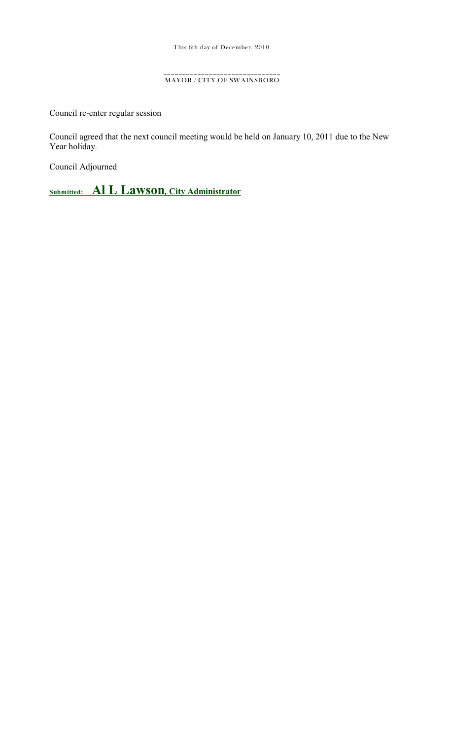This 6th day of December, 2010

______________________________
MAYOR / CITY OF SWAINSBORO

Council re-enter regular session

Council agreed that the next council meeting would be held on January 10, 2011 due to the New Year holiday.

Council Adjourned

**Submitted: Al L Lawson, City Administrator**